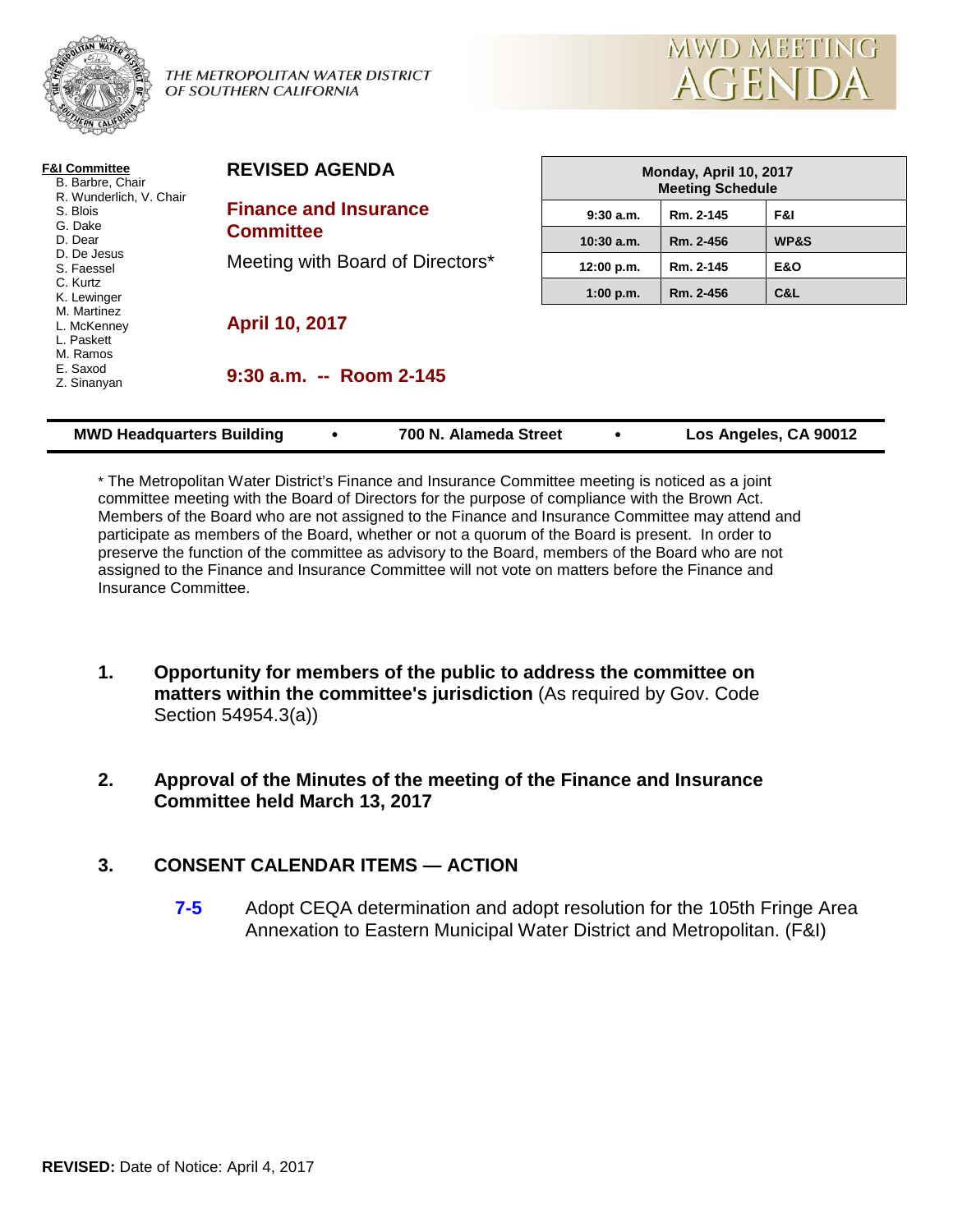THE METROPOLITAN WATER DISTRICT OF SOUTHERN CALIFORNIA

# MWD MEETING AGENDA

**F&I Committee**
B. Barbre, Chair
R. Wunderlich, V. Chair
S. Blois
G. Dake
D. Dear
D. De Jesus
S. Faessel
C. Kurtz
K. Lewinger
M. Martinez
L. McKenney
L. Paskett
M. Ramos
E. Saxod
Z. Sinanyan

## REVISED AGENDA

## Finance and Insurance Committee

Meeting with Board of Directors*

**April 10, 2017**

**9:30 a.m. -- Room 2-145**

| Monday, April 10, 2017 Meeting Schedule | | |
|---|---|---|
| 9:30 a.m. | Rm. 2-145 | F&I |
| 10:30 a.m. | Rm. 2-456 | WP&S |
| 12:00 p.m. | Rm. 2-145 | E&O |
| 1:00 p.m. | Rm. 2-456 | C&L |

**MWD Headquarters Building • 700 N. Alameda Street • Los Angeles, CA 90012**

* The Metropolitan Water District's Finance and Insurance Committee meeting is noticed as a joint committee meeting with the Board of Directors for the purpose of compliance with the Brown Act. Members of the Board who are not assigned to the Finance and Insurance Committee may attend and participate as members of the Board, whether or not a quorum of the Board is present. In order to preserve the function of the committee as advisory to the Board, members of the Board who are not assigned to the Finance and Insurance Committee will not vote on matters before the Finance and Insurance Committee.

1. **Opportunity for members of the public to address the committee on matters within the committee's jurisdiction** (As required by Gov. Code Section 54954.3(a))

2. **Approval of the Minutes of the meeting of the Finance and Insurance Committee held March 13, 2017**

3. **CONSENT CALENDAR ITEMS — ACTION**

   **7-5** Adopt CEQA determination and adopt resolution for the 105th Fringe Area Annexation to Eastern Municipal Water District and Metropolitan. (F&I)

**REVISED:** Date of Notice: April 4, 2017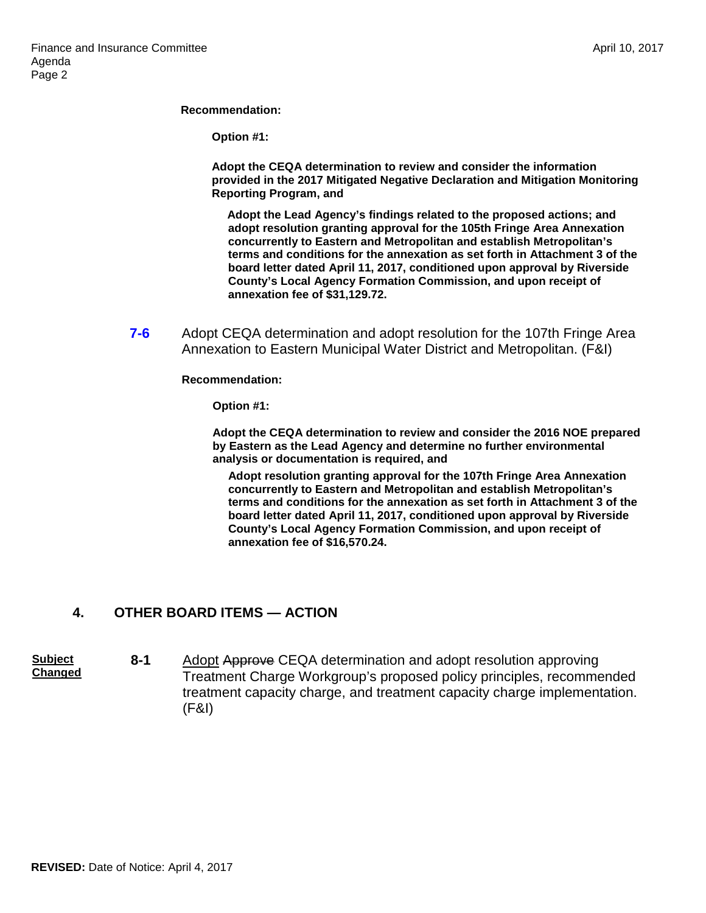**Recommendation:**

**Option #1:**

**Adopt the CEQA determination to review and consider the information provided in the 2017 Mitigated Negative Declaration and Mitigation Monitoring Reporting Program, and**

**Adopt the Lead Agency's findings related to the proposed actions; and adopt resolution granting approval for the 105th Fringe Area Annexation concurrently to Eastern and Metropolitan and establish Metropolitan's terms and conditions for the annexation as set forth in Attachment 3 of the board letter dated April 11, 2017, conditioned upon approval by Riverside County's Local Agency Formation Commission, and upon receipt of annexation fee of $31,129.72.**

**7-6** Adopt CEQA determination and adopt resolution for the 107th Fringe Area Annexation to Eastern Municipal Water District and Metropolitan. (F&I)

**Recommendation:**

**Option #1:**

**Adopt the CEQA determination to review and consider the 2016 NOE prepared by Eastern as the Lead Agency and determine no further environmental analysis or documentation is required, and**

**Adopt resolution granting approval for the 107th Fringe Area Annexation concurrently to Eastern and Metropolitan and establish Metropolitan's terms and conditions for the annexation as set forth in Attachment 3 of the board letter dated April 11, 2017, conditioned upon approval by Riverside County's Local Agency Formation Commission, and upon receipt of annexation fee of $16,570.24.**

## 4. OTHER BOARD ITEMS — ACTION

Subject Changed

**8-1** Adopt ~~Approve~~ CEQA determination and adopt resolution approving Treatment Charge Workgroup's proposed policy principles, recommended treatment capacity charge, and treatment capacity charge implementation. (F&I)

**REVISED:** Date of Notice: April 4, 2017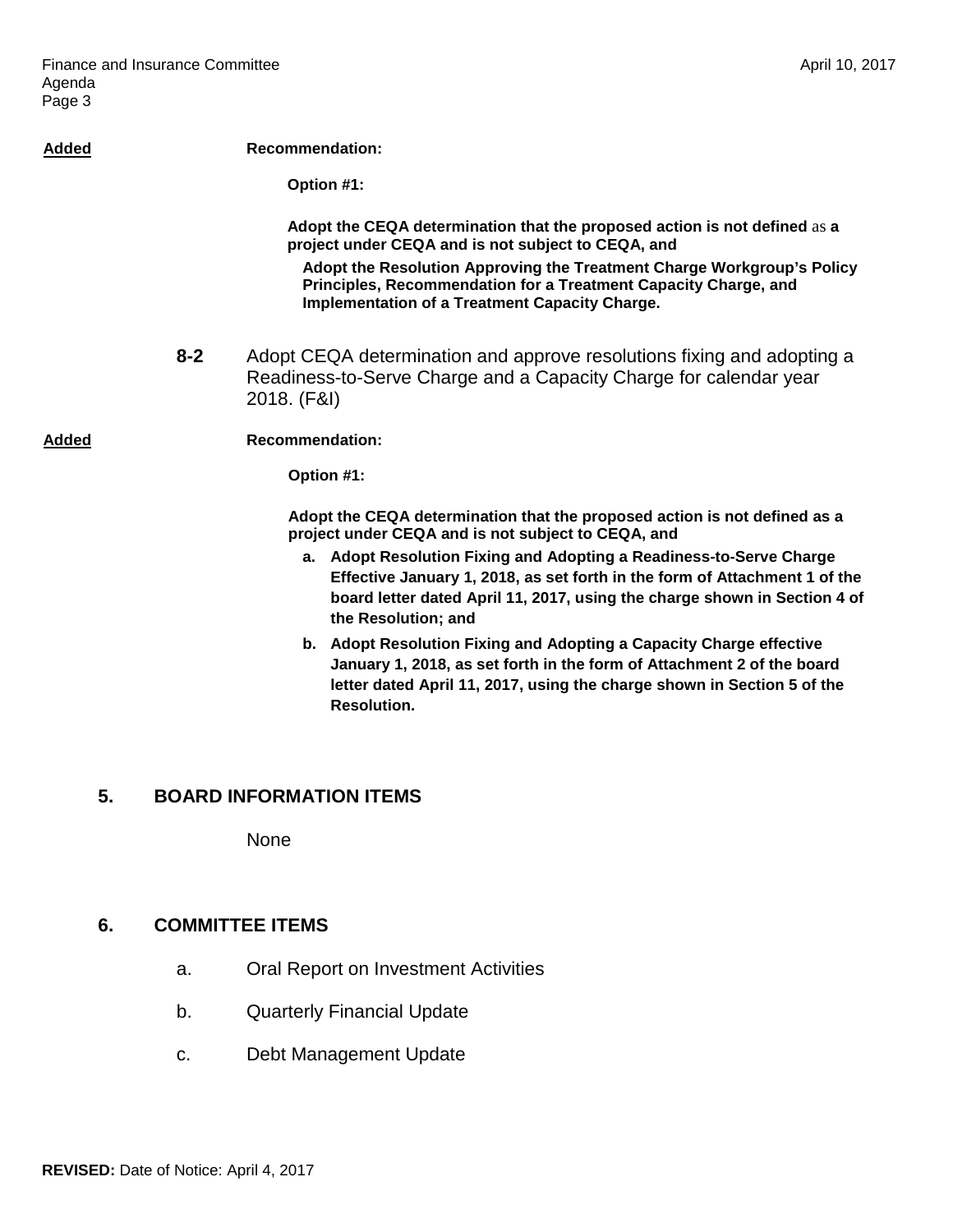**Added** **Recommendation:**

**Option #1:**

**Adopt the CEQA determination that the proposed action is not defined as a project under CEQA and is not subject to CEQA, and**

**Adopt the Resolution Approving the Treatment Charge Workgroup's Policy Principles, Recommendation for a Treatment Capacity Charge, and Implementation of a Treatment Capacity Charge.**

**8-2** Adopt CEQA determination and approve resolutions fixing and adopting a Readiness-to-Serve Charge and a Capacity Charge for calendar year 2018. (F&I)

**Added** **Recommendation:**

**Option #1:**

**Adopt the CEQA determination that the proposed action is not defined as a project under CEQA and is not subject to CEQA, and**

**a. Adopt Resolution Fixing and Adopting a Readiness-to-Serve Charge Effective January 1, 2018, as set forth in the form of Attachment 1 of the board letter dated April 11, 2017, using the charge shown in Section 4 of the Resolution; and**

**b. Adopt Resolution Fixing and Adopting a Capacity Charge effective January 1, 2018, as set forth in the form of Attachment 2 of the board letter dated April 11, 2017, using the charge shown in Section 5 of the Resolution.**

## 5. BOARD INFORMATION ITEMS

None

## 6. COMMITTEE ITEMS

a. Oral Report on Investment Activities

b. Quarterly Financial Update

c. Debt Management Update

**REVISED:** Date of Notice: April 4, 2017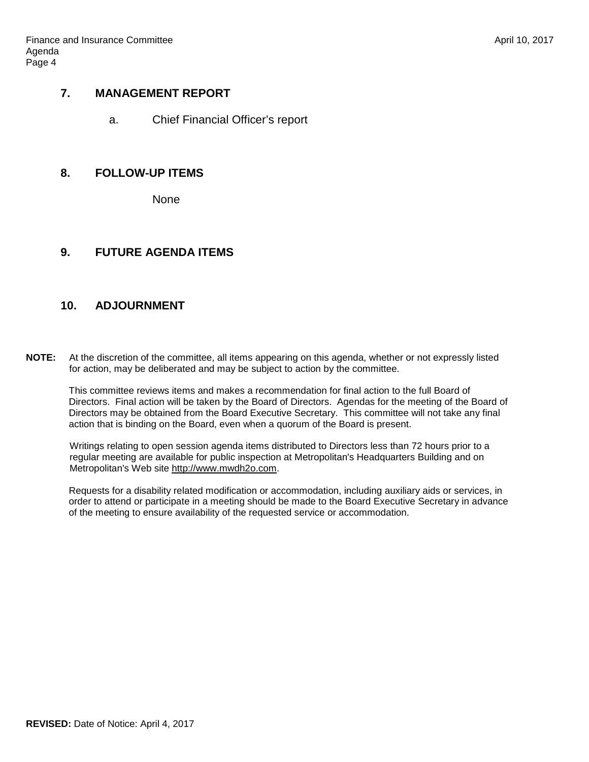## 7. MANAGEMENT REPORT

a. Chief Financial Officer's report

## 8. FOLLOW-UP ITEMS

None

## 9. FUTURE AGENDA ITEMS

## 10. ADJOURNMENT

**NOTE:** At the discretion of the committee, all items appearing on this agenda, whether or not expressly listed for action, may be deliberated and may be subject to action by the committee.

This committee reviews items and makes a recommendation for final action to the full Board of Directors. Final action will be taken by the Board of Directors. Agendas for the meeting of the Board of Directors may be obtained from the Board Executive Secretary. This committee will not take any final action that is binding on the Board, even when a quorum of the Board is present.

Writings relating to open session agenda items distributed to Directors less than 72 hours prior to a regular meeting are available for public inspection at Metropolitan's Headquarters Building and on Metropolitan's Web site http://www.mwdh2o.com.

Requests for a disability related modification or accommodation, including auxiliary aids or services, in order to attend or participate in a meeting should be made to the Board Executive Secretary in advance of the meeting to ensure availability of the requested service or accommodation.

**REVISED:** Date of Notice: April 4, 2017